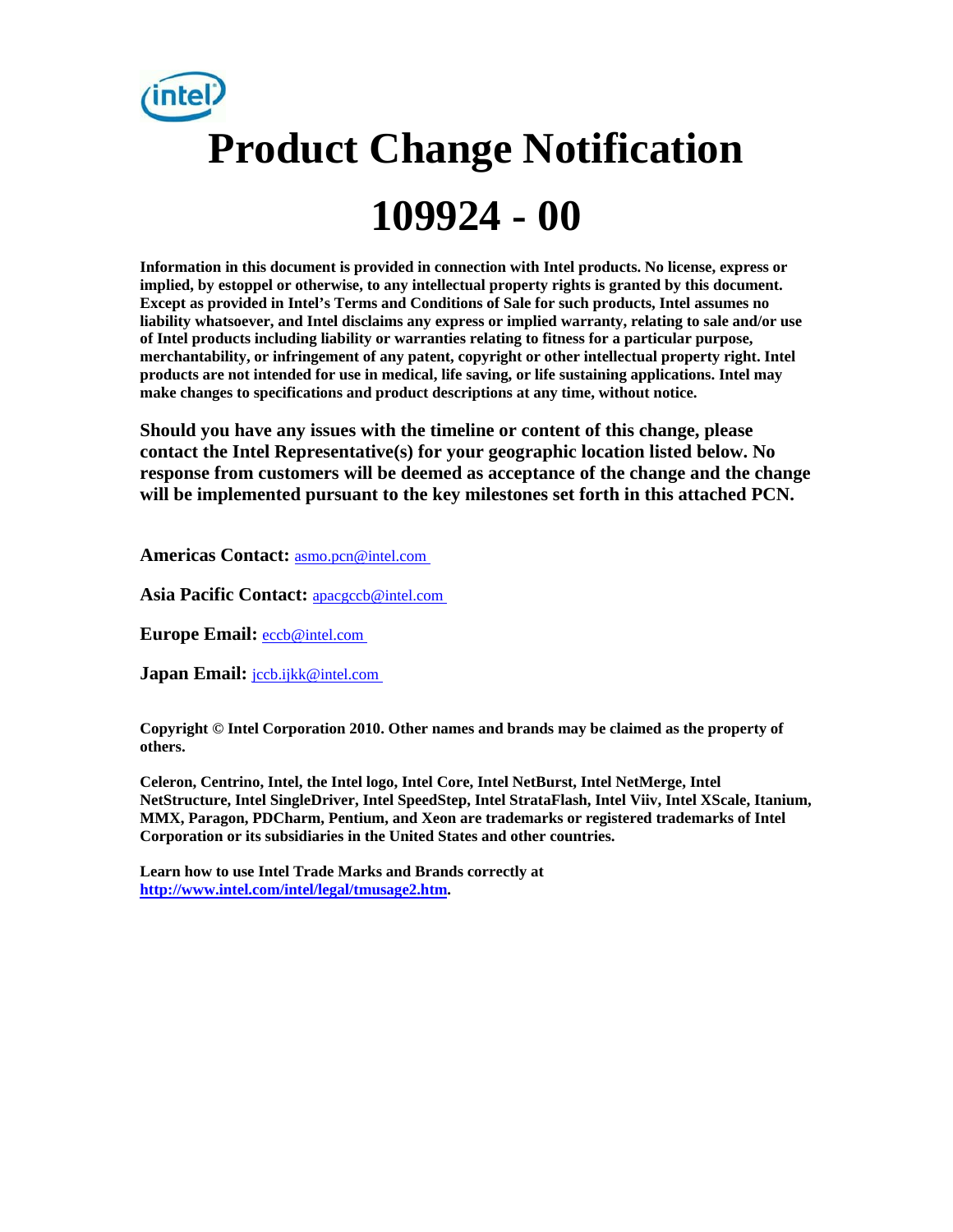# Product Change Notification

# 109924 - 00

**Information in this document is provided in connection with Intel products. No license, express or implied, by estoppel or otherwise, to any intellectual property rights is granted by this document. Except as provided in Intel's Terms and Conditions of Sale for such products, Intel assumes no liability whatsoever, and Intel disclaims any express or implied warranty, relating to sale and/or use of Intel products including liability or warranties relating to fitness for a particular purpose, merchantability, or infringement of any patent, copyright or other intellectual property right. Intel products are not intended for use in medical, life saving, or life sustaining applications. Intel may make changes to specifications and product descriptions at any time, without notice.**

**Should you have any issues with the timeline or content of this change, please contact the Intel Representative(s) for your geographic location listed below. No response from customers will be deemed as acceptance of the change and the change will be implemented pursuant to the key milestones set forth in this attached PCN.**

**Americas Contact:** asmo.pcn@intel.com

**Asia Pacific Contact:** apacgccb@intel.com

**Europe Email:** eccb@intel.com

**Japan Email:** jccb.ijkk@intel.com

**Copyright © Intel Corporation 2010. Other names and brands may be claimed as the property of others.**

**Celeron, Centrino, Intel, the Intel logo, Intel Core, Intel NetBurst, Intel NetMerge, Intel NetStructure, Intel SingleDriver, Intel SpeedStep, Intel StrataFlash, Intel Viiv, Intel XScale, Itanium, MMX, Paragon, PDCharm, Pentium, and Xeon are trademarks or registered trademarks of Intel Corporation or its subsidiaries in the United States and other countries.**

**Learn how to use Intel Trade Marks and Brands correctly at http://www.intel.com/intel/legal/tmusage2.htm.**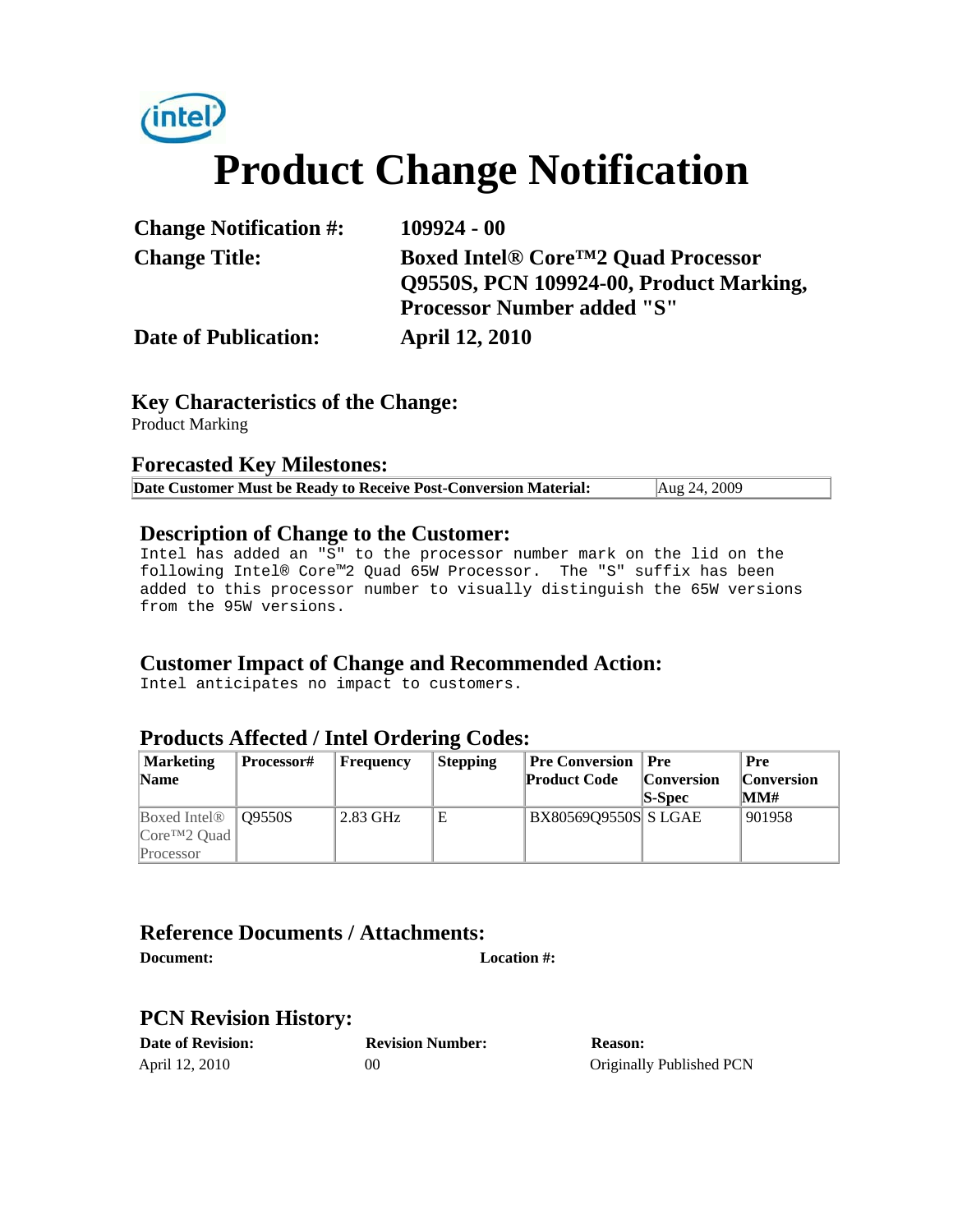# Product Change Notification

**Change Notification #:** 109924 - 00

**Change Title:** Boxed Intel® Core™2 Quad Processor Q9550S, PCN 109924-00, Product Marking, Processor Number added "S"

**Date of Publication:** April 12, 2010

## Key Characteristics of the Change:

Product Marking

## Forecasted Key Milestones:

| | |
|---|---|
| **Date Customer Must be Ready to Receive Post-Conversion Material:** | Aug 24, 2009 |

## Description of Change to the Customer:

Intel has added an "S" to the processor number mark on the lid on the following Intel® Core™2 Quad 65W Processor. The "S" suffix has been added to this processor number to visually distinguish the 65W versions from the 95W versions.

## Customer Impact of Change and Recommended Action:

Intel anticipates no impact to customers.

## Products Affected / Intel Ordering Codes:

| Marketing Name | Processor# | Frequency | Stepping | Pre Conversion Product Code | Pre Conversion S-Spec | Pre Conversion MM# |
|---|---|---|---|---|---|---|
| Boxed Intel® Core™2 Quad Processor | Q9550S | 2.83 GHz | E | BX80569Q9550S | S LGAE | 901958 |

## Reference Documents / Attachments:

**Document:** **Location #:**

## PCN Revision History:

| Date of Revision: | Revision Number: | Reason: |
|---|---|---|
| April 12, 2010 | 00 | Originally Published PCN |